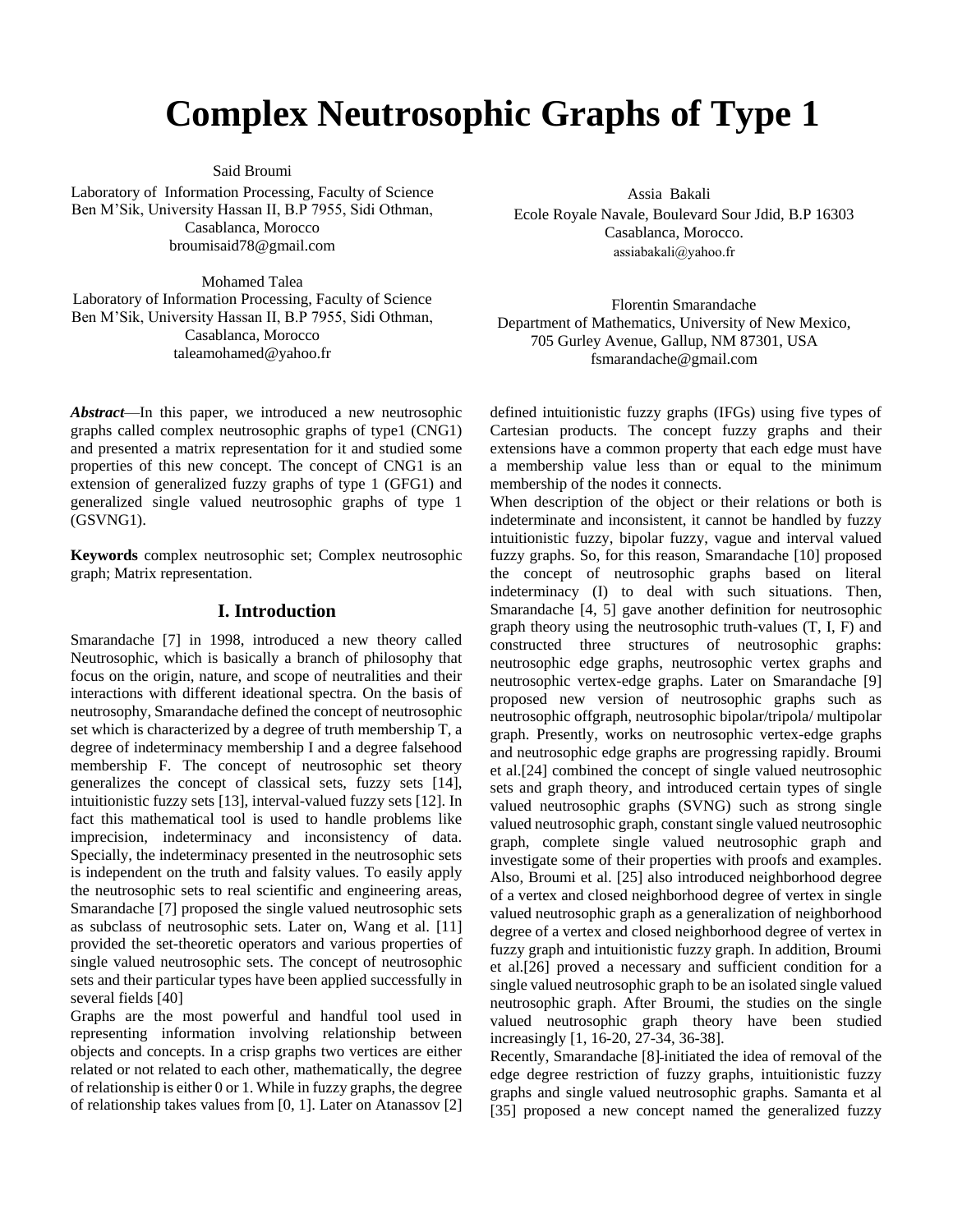# Complex Neutrosophic Graphs of Type 1

Said Broumi
Laboratory of Information Processing, Faculty of Science Ben M'Sik, University Hassan II, B.P 7955, Sidi Othman, Casablanca, Morocco
broumisaid78@gmail.com

Mohamed Talea
Laboratory of Information Processing, Faculty of Science Ben M'Sik, University Hassan II, B.P 7955, Sidi Othman, Casablanca, Morocco
taleamohamed@yahoo.fr

Assia Bakali
Ecole Royale Navale, Boulevard Sour Jdid, B.P 16303 Casablanca, Morocco.
assiabakali@yahoo.fr

Florentin Smarandache
Department of Mathematics, University of New Mexico, 705 Gurley Avenue, Gallup, NM 87301, USA
fsmarandache@gmail.com

***Abstract***—In this paper, we introduced a new neutrosophic graphs called complex neutrosophic graphs of type1 (CNG1) and presented a matrix representation for it and studied some properties of this new concept. The concept of CNG1 is an extension of generalized fuzzy graphs of type 1 (GFG1) and generalized single valued neutrosophic graphs of type 1 (GSVNG1).

**Keywords** complex neutrosophic set; Complex neutrosophic graph; Matrix representation.

## I. Introduction

Smarandache [7] in 1998, introduced a new theory called Neutrosophic, which is basically a branch of philosophy that focus on the origin, nature, and scope of neutralities and their interactions with different ideational spectra. On the basis of neutrosophy, Smarandache defined the concept of neutrosophic set which is characterized by a degree of truth membership T, a degree of indeterminacy membership I and a degree falsehood membership F. The concept of neutrosophic set theory generalizes the concept of classical sets, fuzzy sets [14], intuitionistic fuzzy sets [13], interval-valued fuzzy sets [12]. In fact this mathematical tool is used to handle problems like imprecision, indeterminacy and inconsistency of data. Specially, the indeterminacy presented in the neutrosophic sets is independent on the truth and falsity values. To easily apply the neutrosophic sets to real scientific and engineering areas, Smarandache [7] proposed the single valued neutrosophic sets as subclass of neutrosophic sets. Later on, Wang et al. [11] provided the set-theoretic operators and various properties of single valued neutrosophic sets. The concept of neutrosophic sets and their particular types have been applied successfully in several fields [40]

Graphs are the most powerful and handful tool used in representing information involving relationship between objects and concepts. In a crisp graphs two vertices are either related or not related to each other, mathematically, the degree of relationship is either 0 or 1. While in fuzzy graphs, the degree of relationship takes values from [0, 1]. Later on Atanassov [2] defined intuitionistic fuzzy graphs (IFGs) using five types of Cartesian products. The concept fuzzy graphs and their extensions have a common property that each edge must have a membership value less than or equal to the minimum membership of the nodes it connects.

When description of the object or their relations or both is indeterminate and inconsistent, it cannot be handled by fuzzy intuitionistic fuzzy, bipolar fuzzy, vague and interval valued fuzzy graphs. So, for this reason, Smarandache [10] proposed the concept of neutrosophic graphs based on literal indeterminacy (I) to deal with such situations. Then, Smarandache [4, 5] gave another definition for neutrosophic graph theory using the neutrosophic truth-values (T, I, F) and constructed three structures of neutrosophic graphs: neutrosophic edge graphs, neutrosophic vertex graphs and neutrosophic vertex-edge graphs. Later on Smarandache [9] proposed new version of neutrosophic graphs such as neutrosophic offgraph, neutrosophic bipolar/tripola/ multipolar graph. Presently, works on neutrosophic vertex-edge graphs and neutrosophic edge graphs are progressing rapidly. Broumi et al.[24] combined the concept of single valued neutrosophic sets and graph theory, and introduced certain types of single valued neutrosophic graphs (SVNG) such as strong single valued neutrosophic graph, constant single valued neutrosophic graph, complete single valued neutrosophic graph and investigate some of their properties with proofs and examples. Also, Broumi et al. [25] also introduced neighborhood degree of a vertex and closed neighborhood degree of vertex in single valued neutrosophic graph as a generalization of neighborhood degree of a vertex and closed neighborhood degree of vertex in fuzzy graph and intuitionistic fuzzy graph. In addition, Broumi et al.[26] proved a necessary and sufficient condition for a single valued neutrosophic graph to be an isolated single valued neutrosophic graph. After Broumi, the studies on the single valued neutrosophic graph theory have been studied increasingly [1, 16-20, 27-34, 36-38].

Recently, Smarandache [8] initiated the idea of removal of the edge degree restriction of fuzzy graphs, intuitionistic fuzzy graphs and single valued neutrosophic graphs. Samanta et al [35] proposed a new concept named the generalized fuzzy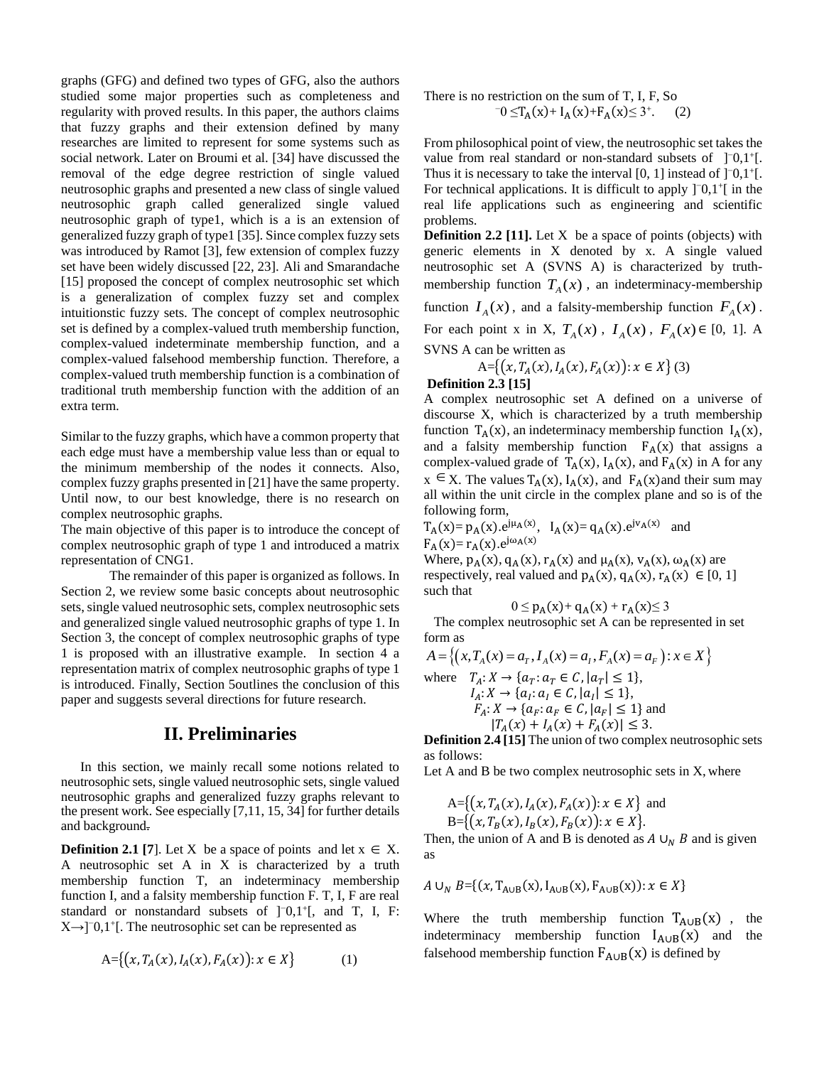graphs (GFG) and defined two types of GFG, also the authors studied some major properties such as completeness and regularity with proved results. In this paper, the authors claims that fuzzy graphs and their extension defined by many researches are limited to represent for some systems such as social network. Later on Broumi et al. [34] have discussed the removal of the edge degree restriction of single valued neutrosophic graphs and presented a new class of single valued neutrosophic graph called generalized single valued neutrosophic graph of type1, which is a is an extension of generalized fuzzy graph of type1 [35]. Since complex fuzzy sets was introduced by Ramot [3], few extension of complex fuzzy set have been widely discussed [22, 23]. Ali and Smarandache [15] proposed the concept of complex neutrosophic set which is a generalization of complex fuzzy set and complex intuitionstic fuzzy sets. The concept of complex neutrosophic set is defined by a complex-valued truth membership function, complex-valued indeterminate membership function, and a complex-valued falsehood membership function. Therefore, a complex-valued truth membership function is a combination of traditional truth membership function with the addition of an extra term.

Similar to the fuzzy graphs, which have a common property that each edge must have a membership value less than or equal to the minimum membership of the nodes it connects. Also, complex fuzzy graphs presented in [21] have the same property. Until now, to our best knowledge, there is no research on complex neutrosophic graphs.

The main objective of this paper is to introduce the concept of complex neutrosophic graph of type 1 and introduced a matrix representation of CNG1.

The remainder of this paper is organized as follows. In Section 2, we review some basic concepts about neutrosophic sets, single valued neutrosophic sets, complex neutrosophic sets and generalized single valued neutrosophic graphs of type 1. In Section 3, the concept of complex neutrosophic graphs of type 1 is proposed with an illustrative example. In section 4 a representation matrix of complex neutrosophic graphs of type 1 is introduced. Finally, Section 5outlines the conclusion of this paper and suggests several directions for future research.

## II. Preliminaries

In this section, we mainly recall some notions related to neutrosophic sets, single valued neutrosophic sets, single valued neutrosophic graphs and generalized fuzzy graphs relevant to the present work. See especially [7,11, 15, 34] for further details and background.

**Definition 2.1 [7]**. Let X be a space of points and let $x \in X$. A neutrosophic set A in X is characterized by a truth membership function T, an indeterminacy membership function I, and a falsity membership function F. T, I, F are real standard or nonstandard subsets of $]^-0,1^+[$, and T, I, F: $X \rightarrow ]^-0,1^+[$. The neutrosophic set can be represented as

$$A=\{(x, T_A(x), I_A(x), F_A(x)): x \in X\} \qquad (1)$$

There is no restriction on the sum of T, I, F, So

$$^-0 \leq T_A(x)+ I_A(x)+F_A(x) \leq 3^+. \qquad (2)$$

From philosophical point of view, the neutrosophic set takes the value from real standard or non-standard subsets of $]^-0,1^+[$. Thus it is necessary to take the interval [0, 1] instead of $]^-0,1^+[$. For technical applications. It is difficult to apply $]^-0,1^+[$ in the real life applications such as engineering and scientific problems.

**Definition 2.2 [11].** Let X be a space of points (objects) with generic elements in X denoted by x. A single valued neutrosophic set A (SVNS A) is characterized by truth-membership function $T_A(x)$, an indeterminacy-membership function $I_A(x)$, and a falsity-membership function $F_A(x)$. For each point x in X, $T_A(x)$, $I_A(x)$, $F_A(x) \in [0, 1]$. A SVNS A can be written as

$$A=\{(x, T_A(x), I_A(x), F_A(x)): x \in X\} \quad (3)$$

**Definition 2.3 [15]**

A complex neutrosophic set A defined on a universe of discourse X, which is characterized by a truth membership function $T_A(x)$, an indeterminacy membership function $I_A(x)$, and a falsity membership function $F_A(x)$ that assigns a complex-valued grade of $T_A(x)$, $I_A(x)$, and $F_A(x)$ in A for any $x \in X$. The values $T_A(x)$, $I_A(x)$, and $F_A(x)$ and their sum may all within the unit circle in the complex plane and so is of the following form,

$T_A(x)= p_A(x).e^{j\mu_A(x)}$, $I_A(x)= q_A(x).e^{j\nu_A(x)}$ and $F_A(x)= r_A(x).e^{j\omega_A(x)}$

Where, $p_A(x)$, $q_A(x)$, $r_A(x)$ and $\mu_A(x)$, $\nu_A(x)$, $\omega_A(x)$ are respectively, real valued and $p_A(x)$, $q_A(x)$, $r_A(x) \in [0, 1]$ such that

$$0 \leq p_A(x)+ q_A(x) + r_A(x) \leq 3$$

The complex neutrosophic set A can be represented in set form as

$$A=\{(x, T_A(x)=a_T, I_A(x)=a_I, F_A(x)=a_F): x \in X\}$$

where $T_A: X \rightarrow \{a_T: a_T \in C, |a_T| \leq 1\}$,
$I_A: X \rightarrow \{a_I: a_I \in C, |a_I| \leq 1\}$,
$F_A: X \rightarrow \{a_F: a_F \in C, |a_F| \leq 1\}$ and
$|T_A(x) + I_A(x) + F_A(x)| \leq 3$.

**Definition 2.4 [15]** The union of two complex neutrosophic sets as follows:

Let A and B be two complex neutrosophic sets in X, where

$A=\{(x, T_A(x), I_A(x), F_A(x)): x \in X\}$ and
$B=\{(x, T_B(x), I_B(x), F_B(x)): x \in X\}$.

Then, the union of A and B is denoted as $A \cup_N B$ and is given as

$$A \cup_N B=\{(x, T_{A\cup B}(x), I_{A\cup B}(x), F_{A\cup B}(x)): x \in X\}$$

Where the truth membership function $T_{A\cup B}(x)$, the indeterminacy membership function $I_{A\cup B}(x)$ and the falsehood membership function $F_{A\cup B}(x)$ is defined by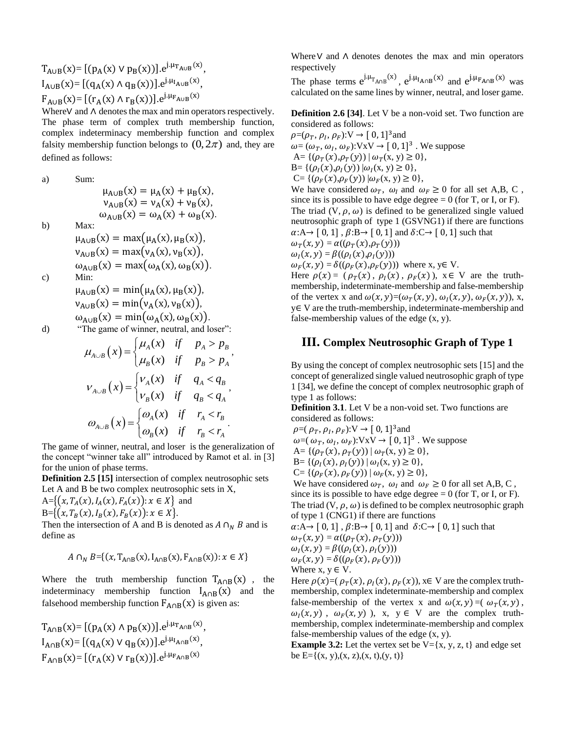$T_{A\cup B}(x) = [(p_A(x) \vee p_B(x))].e^{j.\mu_{T_{A\cup B}}(x)}$,

$I_{A\cup B}(x) = [(q_A(x) \wedge q_B(x))].e^{j.\mu_{I_{A\cup B}}(x)}$,

$F_{A\cup B}(x) = [(r_A(x) \wedge r_B(x))].e^{j.\mu_{F_{A\cup B}}(x)}$

Where $\vee$ and $\wedge$ denotes the max and min operators respectively. The phase term of complex truth membership function, complex indeterminacy membership function and complex falsity membership function belongs to $(0, 2\pi)$ and, they are defined as follows:

a) Sum:

$$\mu_{A\cup B}(x) = \mu_A(x) + \mu_B(x),$$
$$\nu_{A\cup B}(x) = \nu_A(x) + \nu_B(x),$$
$$\omega_{A\cup B}(x) = \omega_A(x) + \omega_B(x).$$

b) Max:

$$\mu_{A\cup B}(x) = \max(\mu_A(x), \mu_B(x)),$$
$$\nu_{A\cup B}(x) = \max(\nu_A(x), \nu_B(x)),$$
$$\omega_{A\cup B}(x) = \max(\omega_A(x), \omega_B(x)).$$

c) Min:

$$\mu_{A\cup B}(x) = \min(\mu_A(x), \mu_B(x)),$$
$$\nu_{A\cup B}(x) = \min(\nu_A(x), \nu_B(x)),$$
$$\omega_{A\cup B}(x) = \min(\omega_A(x), \omega_B(x)).$$

d) "The game of winner, neutral, and loser":

$$\mu_{A\cup B}(x) = \begin{cases} \mu_A(x) & if \quad p_A > p_B \\ \mu_B(x) & if \quad p_B > p_A \end{cases},$$

$$\nu_{A\cup B}(x) = \begin{cases} \nu_A(x) & if \quad q_A < q_B \\ \nu_B(x) & if \quad q_B < q_A \end{cases},$$

$$\omega_{A\cup B}(x) = \begin{cases} \omega_A(x) & if \quad r_A < r_B \\ \omega_B(x) & if \quad r_B < r_A \end{cases}.$$

The game of winner, neutral, and loser is the generalization of the concept "winner take all" introduced by Ramot et al. in [3] for the union of phase terms.

**Definition 2.5 [15]** intersection of complex neutrosophic sets

Let A and B be two complex neutrosophic sets in X,

A=$\{(x, T_A(x), I_A(x), F_A(x)) : x \in X\}$ and

B=$\{(x, T_B(x), I_B(x), F_B(x)) : x \in X\}$.

Then the intersection of A and B is denoted as $A \cap_N B$ and is define as

$$A \cap_N B = \{(x, T_{A\cap B}(x), I_{A\cap B}(x), F_{A\cap B}(x)) : x \in X\}$$

Where the truth membership function $T_{A\cap B}(x)$, the indeterminacy membership function $I_{A\cap B}(x)$ and the falsehood membership function $F_{A\cap B}(x)$ is given as:

$T_{A\cap B}(x) = [(p_A(x) \wedge p_B(x))].e^{j.\mu_{T_{A\cap B}}(x)}$,

$I_{A\cap B}(x) = [(q_A(x) \vee q_B(x))].e^{j.\mu_{I_{A\cap B}}(x)}$,

$F_{A\cap B}(x) = [(r_A(x) \vee r_B(x))].e^{j.\mu_{F_{A\cap B}}(x)}$

Where $\vee$ and $\wedge$ denotes denotes the max and min operators respectively

The phase terms $e^{j.\mu_{T_{A\cap B}}(x)}$, $e^{j.\mu_{I_{A\cap B}}(x)}$ and $e^{j.\mu_{F_{A\cap B}}(x)}$ was calculated on the same lines by winner, neutral, and loser game.

**Definition 2.6 [34]**. Let V be a non-void set. Two function are considered as follows:

$\rho=(\rho_T, \rho_I, \rho_F)$:V → $[0, 1]^3$ and

$\omega = (\omega_T, \omega_I, \omega_F)$:VxV → $[0, 1]^3$ . We suppose

A= $\{(\rho_T(x), \rho_T(y)) \mid \omega_T(x, y) \geq 0\}$,

B= $\{(\rho_I(x), \rho_I(y)) \mid \omega_I(x, y) \geq 0\}$,

C= $\{(\rho_F(x), \rho_F(y)) \mid \omega_F(x, y) \geq 0\}$,

We have considered $\omega_T$, $\omega_I$ and $\omega_F \geq 0$ for all set A,B, C , since its is possible to have edge degree = 0 (for T, or I, or F).

The triad (V, $\rho$, $\omega$) is defined to be generalized single valued neutrosophic graph of type 1 (GSVNG1) if there are functions

$\alpha$:A→ [0, 1] , $\beta$:B→ [0, 1] and $\delta$:C→ [0, 1] such that

$\omega_T(x, y) = \alpha((\rho_T(x), \rho_T(y)))$

$\omega_I(x, y) = \beta((\rho_I(x), \rho_I(y)))$

$\omega_F(x, y) = \delta((\rho_F(x), \rho_F(y)))$ where x, y∈ V.

Here $\rho(x) = (\rho_T(x), \rho_I(x), \rho_F(x))$, x∈ V are the truth-membership, indeterminate-membership and false-membership of the vertex x and $\omega(x, y) = (\omega_T(x, y), \omega_I(x, y), \omega_F(x, y))$, x, y∈ V are the truth-membership, indeterminate-membership and false-membership values of the edge (x, y).

## III. Complex Neutrosophic Graph of Type 1

By using the concept of complex neutrosophic sets [15] and the concept of generalized single valued neutrosophic graph of type 1 [34], we define the concept of complex neutrosophic graph of type 1 as follows:

**Definition 3.1**. Let V be a non-void set. Two functions are considered as follows:

$\rho=(\rho_T, \rho_I, \rho_F)$:V → $[0, 1]^3$ and

$\omega=(\omega_T, \omega_I, \omega_F)$:VxV → $[0, 1]^3$ . We suppose

A= $\{(\rho_T(x), \rho_T(y)) \mid \omega_T(x, y) \geq 0\}$,

B= $\{(\rho_I(x), \rho_I(y)) \mid \omega_I(x, y) \geq 0\}$,

C= $\{(\rho_F(x), \rho_F(y)) \mid \omega_F(x, y) \geq 0\}$,

We have considered $\omega_T$, $\omega_I$ and $\omega_F \geq 0$ for all set A,B, C , since its is possible to have edge degree = 0 (for T, or I, or F).

The triad (V, $\rho$, $\omega$) is defined to be complex neutrosophic graph of type 1 (CNG1) if there are functions

$\alpha$:A→ [0, 1] , $\beta$:B→ [0, 1] and $\delta$:C→ [0, 1] such that

$\omega_T(x, y) = \alpha((\rho_T(x), \rho_T(y)))$

$\omega_I(x, y) = \beta((\rho_I(x), \rho_I(y)))$

$\omega_F(x, y) = \delta((\rho_F(x), \rho_F(y)))$

Where x, y ∈ V.

Here $\rho(x) = (\rho_T(x), \rho_I(x), \rho_F(x))$, x∈ V are the complex truth-membership, complex indeterminate-membership and complex false-membership of the vertex x and $\omega(x, y) = (\omega_T(x, y), \omega_I(x, y), \omega_F(x, y))$, x, y ∈ V are the complex truth-membership, complex indeterminate-membership and complex false-membership values of the edge (x, y).

**Example 3.2:** Let the vertex set be V={x, y, z, t} and edge set be E={(x, y),(x, z),(x, t),(y, t)}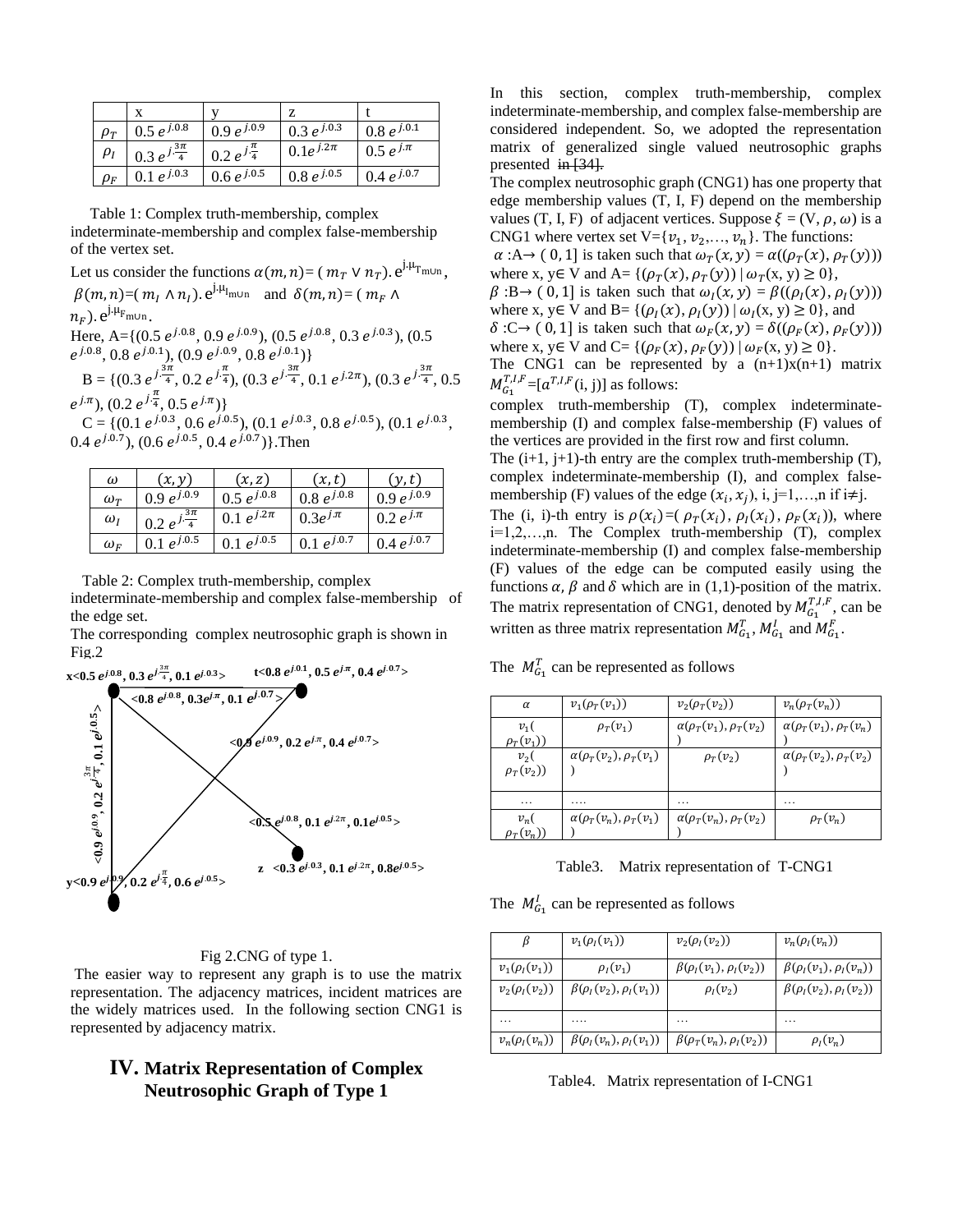|  | x | y | z | t |
|---|---|---|---|---|
| $\rho_T$ | $0.5\,e^{j.0.8}$ | $0.9\,e^{j.0.9}$ | $0.3\,e^{j.0.3}$ | $0.8\,e^{j.0.1}$ |
| $\rho_I$ | $0.3\,e^{j.\frac{3\pi}{4}}$ | $0.2\,e^{j.\frac{\pi}{4}}$ | $0.1e^{j.2\pi}$ | $0.5\,e^{j.\pi}$ |
| $\rho_F$ | $0.1\,e^{j.0.3}$ | $0.6\,e^{j.0.5}$ | $0.8\,e^{j.0.5}$ | $0.4\,e^{j.0.7}$ |

Table 1: Complex truth-membership, complex indeterminate-membership and complex false-membership of the vertex set.

Let us consider the functions $\alpha(m,n)=(m_T \vee n_T).\,e^{j.\mu_{T_{m\cup n}}}$, $\beta(m,n)=(m_I \wedge n_I).\,e^{j.\mu_{I_{m\cup n}}}$ and $\delta(m,n)=(m_F \wedge n_F).\,e^{j.\mu_{F_{m\cup n}}}$.

Here, A={($0.5\,e^{j.0.8}$, $0.9\,e^{j.0.9}$), ($0.5\,e^{j.0.8}$, $0.3\,e^{j.0.3}$), ($0.5\,e^{j.0.8}$, $0.8\,e^{j.0.1}$), ($0.9\,e^{j.0.9}$, $0.8\,e^{j.0.1}$)}

B = {($0.3\,e^{j.\frac{3\pi}{4}}$, $0.2\,e^{j.\frac{\pi}{4}}$), ($0.3\,e^{j.\frac{3\pi}{4}}$, $0.1\,e^{j.2\pi}$), ($0.3\,e^{j.\frac{3\pi}{4}}$, $0.5\,e^{j.\pi}$), ($0.2\,e^{j.\frac{\pi}{4}}$, $0.5\,e^{j.\pi}$)}

C = {($0.1\,e^{j.0.3}$, $0.6\,e^{j.0.5}$), ($0.1\,e^{j.0.3}$, $0.8\,e^{j.0.5}$), ($0.1\,e^{j.0.3}$, $0.4\,e^{j.0.7}$), ($0.6\,e^{j.0.5}$, $0.4\,e^{j.0.7}$)}.Then

| $\omega$ | $(x,y)$ | $(x,z)$ | $(x,t)$ | $(y,t)$ |
|---|---|---|---|---|
| $\omega_T$ | $0.9\,e^{j.0.9}$ | $0.5\,e^{j.0.8}$ | $0.8\,e^{j.0.8}$ | $0.9\,e^{j.0.9}$ |
| $\omega_I$ | $0.2\,e^{j.\frac{3\pi}{4}}$ | $0.1\,e^{j.2\pi}$ | $0.3e^{j.\pi}$ | $0.2\,e^{j.\pi}$ |
| $\omega_F$ | $0.1\,e^{j.0.5}$ | $0.1\,e^{j.0.5}$ | $0.1\,e^{j.0.7}$ | $0.4\,e^{j.0.7}$ |

Table 2: Complex truth-membership, complex indeterminate-membership and complex false-membership of the edge set.

The corresponding complex neutrosophic graph is shown in Fig.2

x<$0.5\,e^{j.0.8}$, $0.3\,e^{j\frac{3\pi}{4}}$, $0.1\,e^{j.0.3}$>

t<$0.8\,e^{j.0.1}$, $0.5\,e^{j.\pi}$, $0.4\,e^{j.0.7}$>

<$0.8\,e^{j.0.8}$, $0.3e^{j\pi}$, $0.1\,e^{j.0.7}$>

<$0.9\,e^{j.0.9}$, $0.2\,e^{j.\pi}$, $0.4\,e^{j.0.7}$>

<$0.9\,e^{j.0.9}$, $0.2\,e^{j\frac{3\pi}{4}}$, $0.1\,e^{j.0.5}$>

<$0.5\,e^{j.0.8}$, $0.1\,e^{j.2\pi}$, $0.1e^{j.0.5}$>

z <$0.3\,e^{j.0.3}$, $0.1\,e^{j.2\pi}$, $0.8e^{j.0.5}$>

y<$0.9\,e^{j.0.9}$, $0.2\,e^{j\frac{\pi}{4}}$, $0.6\,e^{j.0.5}$>

Fig 2.CNG of type 1.

The easier way to represent any graph is to use the matrix representation. The adjacency matrices, incident matrices are the widely matrices used. In the following section CNG1 is represented by adjacency matrix.

# IV. Matrix Representation of Complex Neutrosophic Graph of Type 1

In this section, complex truth-membership, complex indeterminate-membership, and complex false-membership are considered independent. So, we adopted the representation matrix of generalized single valued neutrosophic graphs presented ~~in [34].~~

The complex neutrosophic graph (CNG1) has one property that edge membership values (T, I, F) depend on the membership values (T, I, F) of adjacent vertices. Suppose $\xi$ = (V, $\rho$, $\omega$) is a CNG1 where vertex set V={$v_1$, $v_2$,…, $v_n$}. The functions:

$\alpha$ :A→ ( 0, 1] is taken such that $\omega_T(x,y)=\alpha((\rho_T(x),\rho_T(y)))$ where x, y∈ V and A= {$(\rho_T(x),\rho_T(y))$ | $\omega_T$(x, y) ≥ 0},

$\beta$ :B→ ( 0, 1] is taken such that $\omega_I(x,y)=\beta((\rho_I(x),\rho_I(y)))$ where x, y∈ V and B= {$(\rho_I(x),\rho_I(y))$ | $\omega_I$(x, y) ≥ 0}, and

$\delta$ :C→ ( 0, 1] is taken such that $\omega_F(x,y)=\delta((\rho_F(x),\rho_F(y)))$ where x, y∈ V and C= {$(\rho_F(x),\rho_F(y))$ | $\omega_F$(x, y) ≥ 0}.

The CNG1 can be represented by a (n+1)x(n+1) matrix $M_{G_1}^{T,I,F}$=[$a^{T,I,F}$(i, j)] as follows:

complex truth-membership (T), complex indeterminate-membership (I) and complex false-membership (F) values of the vertices are provided in the first row and first column.

The (i+1, j+1)-th entry are the complex truth-membership (T), complex indeterminate-membership (I), and complex false-membership (F) values of the edge $(x_i, x_j)$, i, j=1,…,n if i≠j.

The (i, i)-th entry is $\rho(x_i)$=( $\rho_T(x_i)$, $\rho_I(x_i)$, $\rho_F(x_i)$), where i=1,2,…,n. The Complex truth-membership (T), complex indeterminate-membership (I) and complex false-membership (F) values of the edge can be computed easily using the functions $\alpha$, $\beta$ and $\delta$ which are in (1,1)-position of the matrix. The matrix representation of CNG1, denoted by $M_{G_1}^{T,I,F}$, can be written as three matrix representation $M_{G_1}^{T}$, $M_{G_1}^{I}$ and $M_{G_1}^{F}$.

The $M_{G_1}^{T}$ can be represented as follows

| $\alpha$ | $v_1(\rho_T(v_1))$ | $v_2(\rho_T(v_2))$ | $v_n(\rho_T(v_n))$ |
|---|---|---|---|
| $v_1(\rho_T(v_1))$ | $\rho_T(v_1)$ | $\alpha(\rho_T(v_1),\rho_T(v_2))$ | $\alpha(\rho_T(v_1),\rho_T(v_n))$ |
| $v_2(\rho_T(v_2))$ | $\alpha(\rho_T(v_2),\rho_T(v_1))$ | $\rho_T(v_2)$ | $\alpha(\rho_T(v_1),\rho_T(v_2))$ |
| … | …. | … | … |
| $v_n(\rho_T(v_n))$ | $\alpha(\rho_T(v_n),\rho_T(v_1))$ | $\alpha(\rho_T(v_n),\rho_T(v_2))$ | $\rho_T(v_n)$ |

Table3. Matrix representation of T-CNG1

The $M_{G_1}^{I}$ can be represented as follows

| $\beta$ | $v_1(\rho_I(v_1))$ | $v_2(\rho_I(v_2))$ | $v_n(\rho_I(v_n))$ |
|---|---|---|---|
| $v_1(\rho_I(v_1))$ | $\rho_I(v_1)$ | $\beta(\rho_I(v_1),\rho_I(v_2))$ | $\beta(\rho_I(v_1),\rho_I(v_n))$ |
| $v_2(\rho_I(v_2))$ | $\beta(\rho_I(v_2),\rho_I(v_1))$ | $\rho_I(v_2)$ | $\beta(\rho_I(v_2),\rho_I(v_2))$ |
| … | …. | … | … |
| $v_n(\rho_I(v_n))$ | $\beta(\rho_I(v_n),\rho_I(v_1))$ | $\beta(\rho_T(v_n),\rho_I(v_2))$ | $\rho_I(v_n)$ |

Table4. Matrix representation of I-CNG1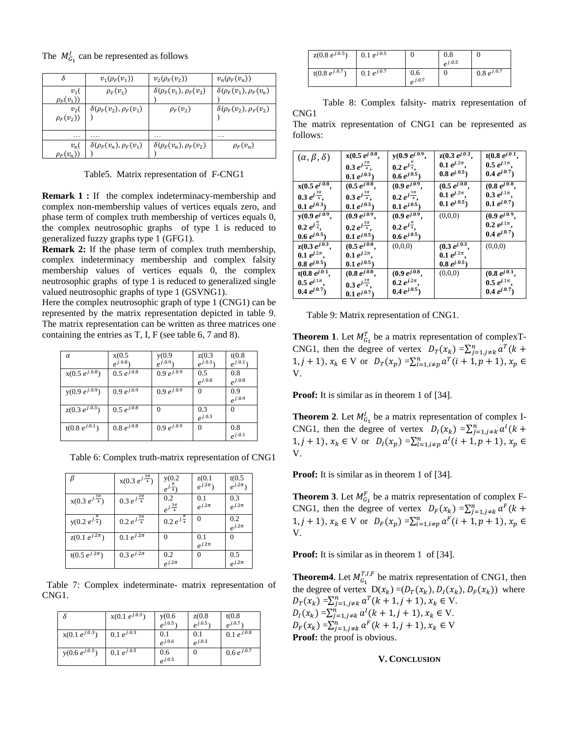The $M_{G_1}^{I}$ can be represented as follows

| $\delta$ | $v_1(\rho_F(v_1))$ | $v_2(\rho_F(v_2))$ | $v_n(\rho_F(v_n))$ |
|---|---|---|---|
| $v_1(\rho_F(v_1))$ | $\rho_F(v_1)$ | $\delta(\rho_F(v_1), \rho_F(v_2))$ | $\delta(\rho_F(v_1), \rho_F(v_n))$ |
| $v_2(\rho_F(v_2))$ | $\delta(\rho_F(v_2), \rho_F(v_1))$ | $\rho_F(v_2)$ | $\delta(\rho_F(v_2), \rho_F(v_2))$ |
| … | …. | … | … |
| $v_n(\rho_F(v_n))$ | $\delta(\rho_F(v_n), \rho_F(v_1))$ | $\delta(\rho_F(v_n), \rho_F(v_2))$ | $\rho_F(v_n)$ |

Table5. Matrix representation of F-CNG1

**Remark 1 :** If the complex indeterminacy-membership and complex non-membership values of vertices equals zero, and phase term of complex truth membership of vertices equals 0, the complex neutrosophic graphs of type 1 is reduced to generalized fuzzy graphs type 1 (GFG1).

**Remark 2:** If the phase term of complex truth membership, complex indeterminacy membership and complex falsity membership values of vertices equals 0, the complex neutrosophic graphs of type 1 is reduced to generalized single valued neutrosophic graphs of type 1 (GSVNG1).

Here the complex neutrosophic graph of type 1 (CNG1) can be represented by the matrix representation depicted in table 9. The matrix representation can be written as three matrices one containing the entries as T, I, F (see table 6, 7 and 8).

| $\alpha$ | x(0.5 $e^{j.0.8}$) | y(0.9 $e^{j.0.9}$) | z(0.3 $e^{j.0.3}$) | t(0.8 $e^{j.0.1}$) |
|---|---|---|---|---|
| x(0.5 $e^{j.0.8}$) | 0.5 $e^{j.0.8}$ | 0.9 $e^{j.0.9}$ | 0.5 $e^{j.0.8}$ | 0.8 $e^{j.0.8}$ |
| y(0.9 $e^{j.0.9}$) | 0.9 $e^{j.0.9}$ | 0.9 $e^{j.0.9}$ | 0 | 0.9 $e^{j.0.9}$ |
| z(0.3 $e^{j.0.3}$) | 0.5 $e^{j.0.8}$ | 0 | 0.3 $e^{j.0.3}$ | 0 |
| t(0.8 $e^{j.0.1}$) | 0.8 $e^{j.0.8}$ | 0.9 $e^{j.0.9}$ | 0 | 0.8 $e^{j.0.1}$ |

Table 6: Complex truth-matrix representation of CNG1

| $\beta$ | x(0.3 $e^{j.\frac{3\pi}{4}}$) | y(0.2 $e^{j.\frac{\pi}{4}}$) | z(0.1 $e^{j.2\pi}$) | t(0.5 $e^{j.2\pi}$) |
|---|---|---|---|---|
| x(0.3 $e^{j.\frac{3\pi}{4}}$) | 0.3 $e^{j.\frac{3\pi}{4}}$ | 0.2 $e^{j.\frac{3\pi}{4}}$ | 0.1 $e^{j.2\pi}$ | 0.3 $e^{j.2\pi}$ |
| y(0.2 $e^{j.\frac{\pi}{4}}$) | 0.2 $e^{j.\frac{3\pi}{4}}$ | 0.2 $e^{j.\frac{\pi}{4}}$ | 0 | 0.2 $e^{j.2\pi}$ |
| z(0.1 $e^{j.2\pi}$) | 0.1 $e^{j.2\pi}$ | 0 | 0.1 $e^{j.2\pi}$ | 0 |
| t(0.5 $e^{j.2\pi}$) | 0.3 $e^{j.2\pi}$ | 0.2 $e^{j.2\pi}$ | 0 | 0.5 $e^{j.2\pi}$ |

Table 7: Complex indeterminate- matrix representation of CNG1.

| $\delta$ | x(0.1 $e^{j.0.3}$) | y(0.6 $e^{j.0.5}$) | z(0.8 $e^{j.0.5}$) | t(0.8 $e^{j.0.7}$) |
|---|---|---|---|---|
| x(0.1 $e^{j.0.3}$) | 0.1 $e^{j.0.3}$ | 0.1 $e^{j.0.6}$ | 0.1 $e^{j.0.3}$ | 0.1 $e^{j.0.8}$ |
| y(0.6 $e^{j.0.5}$) | 0.1 $e^{j.0.5}$ | 0.6 $e^{j.0.5}$ | 0 | 0.6 $e^{j.0.7}$ |
| z(0.8 $e^{j.0.5}$) | 0.1 $e^{j.0.5}$ | 0 | 0.8 $e^{j.0.5}$ | 0 |
| t(0.8 $e^{j.0.7}$) | 0.1 $e^{j.0.7}$ | 0.6 $e^{j.0.7}$ | 0 | 0.8 $e^{j.0.7}$ |

Table 8: Complex falsity- matrix representation of CNG1

The matrix representation of CNG1 can be represented as follows:

| $(\alpha, \beta, \delta)$ | **x(0.5 $e^{j.0.8}$, 0.3 $e^{j\frac{3\pi}{4}}$, 0.1 $e^{j.0.3}$)** | **y(0.9 $e^{j.0.9}$, 0.2 $e^{j\frac{\pi}{4}}$, 0.6 $e^{j.0.5}$)** | **z(0.3 $e^{j.0.3}$, 0.1 $e^{j.2\pi}$, 0.8 $e^{j.0.5}$)** | **t(0.8 $e^{j.0.1}$, 0.5 $e^{j.1\pi}$, 0.4 $e^{j.0.7}$)** |
|---|---|---|---|---|
| **x(0.5 $e^{j.0.8}$, 0.3 $e^{j\frac{3\pi}{4}}$, 0.1 $e^{j.0.3}$)** | **(0.5 $e^{j.0.8}$, 0.3 $e^{j\frac{3\pi}{4}}$, 0.1 $e^{j.0.3}$)** | **(0.9 $e^{j.0.9}$, 0.2 $e^{j\frac{3\pi}{4}}$, 0.1 $e^{j.0.5}$)** | **(0.5 $e^{j.0.8}$, 0.1 $e^{j.2\pi}$, 0.1 $e^{j.0.5}$)** | **(0.8 $e^{j.0.8}$, 0.3 $e^{j.1\pi}$, 0.1 $e^{j.0.7}$)** |
| **y(0.9 $e^{j.0.9}$, 0.2 $e^{j\frac{\pi}{4}}$, 0.6 $e^{j.0.5}$)** | **(0.9 $e^{j.0.9}$, 0.2 $e^{j\frac{3\pi}{4}}$, 0.1 $e^{j.0.5}$)** | **(0.9 $e^{j.0.9}$, 0.2 $e^{j\frac{\pi}{4}}$, 0.6 $e^{j.0.5}$)** | (0,0,0) | **(0.9 $e^{j.0.9}$, 0.2 $e^{j.1\pi}$, 0.4 $e^{j.0.7}$)** |
| **z(0.3 $e^{j.0.3}$, 0.1 $e^{j.2\pi}$, 0.8 $e^{j.0.5}$)** | **(0.5 $e^{j.0.8}$, 0.1 $e^{j.2\pi}$, 0.1 $e^{j.0.5}$)** | (0,0,0) | **(0.3 $e^{j.0.3}$, 0.1 $e^{j.2\pi}$, 0.8 $e^{j.0.5}$)** | (0,0,0) |
| **t(0.8 $e^{j.0.1}$, 0.5 $e^{j.1\pi}$, 0.4 $e^{j.0.7}$)** | **(0.8 $e^{j.0.8}$, 0.3 $e^{j\frac{3\pi}{4}}$, 0.1 $e^{j.0.7}$)** | **(0.9 $e^{j.0.8}$, 0.2 $e^{j.2\pi}$, 0.4 $e^{j.0.5}$)** | (0,0,0) | **(0.8 $e^{j.0.1}$, 0.5 $e^{j.1\pi}$, 0.4 $e^{j.0.7}$)** |

Table 9: Matrix representation of CNG1.

**Theorem 1**. Let $M_{G_1}^{T}$ be a matrix representation of complexT-CNG1, then the degree of vertex $D_T(x_k) = \sum_{j=1, j\neq k}^{n} a^T(k+1, j+1), x_k \in$ V or $D_T(x_p) = \sum_{i=1, i\neq p}^{n} a^T(i+1, p+1), x_p \in$ V.

**Proof:** It is similar as in theorem 1 of [34].

**Theorem 2**. Let $M_{G_1}^{I}$ be a matrix representation of complex I-CNG1, then the degree of vertex $D_I(x_k) = \sum_{j=1, j\neq k}^{n} a^I(k+1, j+1), x_k \in$ V or $D_I(x_p) = \sum_{i=1, i\neq p}^{n} a^I(i+1, p+1), x_p \in$ V.

**Proof:** It is similar as in theorem 1 of [34].

**Theorem 3**. Let $M_{G_1}^{F}$ be a matrix representation of complex F-CNG1, then the degree of vertex $D_F(x_k) = \sum_{j=1, j\neq k}^{n} a^F(k+1, j+1), x_k \in$ V or $D_F(x_p) = \sum_{i=1, i\neq p}^{n} a^F(i+1, p+1), x_p \in$ V.

**Proof:** It is similar as in theorem 1 of [34].

**Theorem4**. Let $M_{G_1}^{T,I,F}$ be matrix representation of CNG1, then the degree of vertex $D(x_k) = (D_T(x_k), D_I(x_k), D_F(x_k))$ where

$D_T(x_k) = \sum_{j=1, j\neq k}^{n} a^T(k+1, j+1), x_k \in$ V.

$D_I(x_k) = \sum_{j=1, j\neq k}^{n} a^I(k+1, j+1), x_k \in$ V.

$D_F(x_k) = \sum_{j=1, j\neq k}^{n} a^F(k+1, j+1), x_k \in$ V

**Proof:** the proof is obvious.

## V. CONCLUSION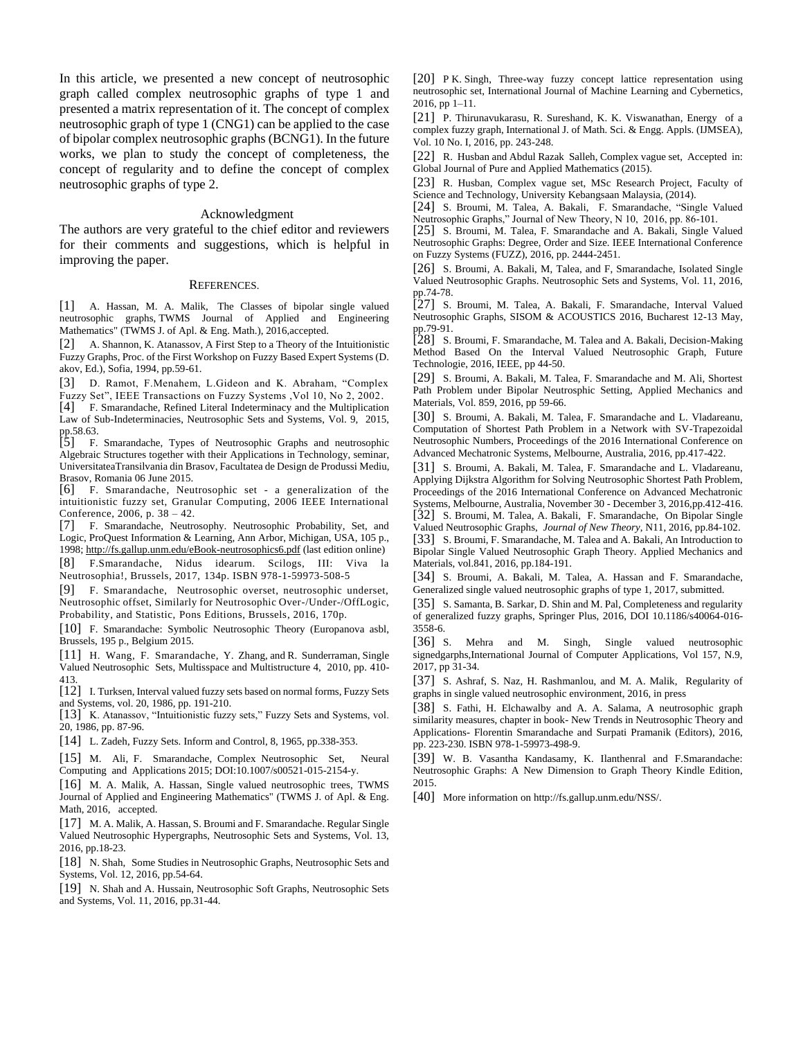In this article, we presented a new concept of neutrosophic graph called complex neutrosophic graphs of type 1 and presented a matrix representation of it. The concept of complex neutrosophic graph of type 1 (CNG1) can be applied to the case of bipolar complex neutrosophic graphs (BCNG1). In the future works, we plan to study the concept of completeness, the concept of regularity and to define the concept of complex neutrosophic graphs of type 2.

## Acknowledgment

The authors are very grateful to the chief editor and reviewers for their comments and suggestions, which is helpful in improving the paper.

## References.

[1] A. Hassan, M. A. Malik, The Classes of bipolar single valued neutrosophic graphs, TWMS Journal of Applied and Engineering Mathematics" (TWMS J. of Apl. & Eng. Math.), 2016,accepted.

[2] A. Shannon, K. Atanassov, A First Step to a Theory of the Intuitionistic Fuzzy Graphs, Proc. of the First Workshop on Fuzzy Based Expert Systems (D. akov, Ed.), Sofia, 1994, pp.59-61.

[3] D. Ramot, F.Menahem, L.Gideon and K. Abraham, "Complex Fuzzy Set", IEEE Transactions on Fuzzy Systems ,Vol 10, No 2, 2002.

[4] F. Smarandache, Refined Literal Indeterminacy and the Multiplication Law of Sub-Indeterminacies, Neutrosophic Sets and Systems, Vol. 9, 2015, pp.58.63.

[5] F. Smarandache, Types of Neutrosophic Graphs and neutrosophic Algebraic Structures together with their Applications in Technology, seminar, UniversitateaTransilvania din Brasov, Facultatea de Design de Produssi Mediu, Brasov, Romania 06 June 2015.

[6] F. Smarandache, Neutrosophic set - a generalization of the intuitionistic fuzzy set, Granular Computing, 2006 IEEE International Conference, 2006, p. 38 – 42.

[7] F. Smarandache, Neutrosophy. Neutrosophic Probability, Set, and Logic, ProQuest Information & Learning, Ann Arbor, Michigan, USA, 105 p., 1998; http://fs.gallup.unm.edu/eBook-neutrosophics6.pdf (last edition online)

[8] F.Smarandache, Nidus idearum. Scilogs, III: Viva la Neutrosophia!, Brussels, 2017, 134p. ISBN 978-1-59973-508-5

[9] F. Smarandache, Neutrosophic overset, neutrosophic underset, Neutrosophic offset, Similarly for Neutrosophic Over-/Under-/OffLogic, Probability, and Statistic, Pons Editions, Brussels, 2016, 170p.

[10] F. Smarandache: Symbolic Neutrosophic Theory (Europanova asbl, Brussels, 195 p., Belgium 2015.

[11] H. Wang, F. Smarandache, Y. Zhang, and R. Sunderraman, Single Valued Neutrosophic Sets, Multisspace and Multistructure 4, 2010, pp. 410-413.

[12] I. Turksen, Interval valued fuzzy sets based on normal forms, Fuzzy Sets and Systems, vol. 20, 1986, pp. 191-210.

[13] K. Atanassov, "Intuitionistic fuzzy sets," Fuzzy Sets and Systems, vol. 20, 1986, pp. 87-96.

[14] L. Zadeh, Fuzzy Sets. Inform and Control, 8, 1965, pp.338-353.

[15] M. Ali, F. Smarandache, Complex Neutrosophic Set, Neural Computing and Applications 2015; DOI:10.1007/s00521-015-2154-y.

[16] M. A. Malik, A. Hassan, Single valued neutrosophic trees, TWMS Journal of Applied and Engineering Mathematics" (TWMS J. of Apl. & Eng. Math, 2016, accepted.

[17] M. A. Malik, A. Hassan, S. Broumi and F. Smarandache. Regular Single Valued Neutrosophic Hypergraphs, Neutrosophic Sets and Systems, Vol. 13, 2016, pp.18-23.

[18] N. Shah, Some Studies in Neutrosophic Graphs, Neutrosophic Sets and Systems, Vol. 12, 2016, pp.54-64.

[19] N. Shah and A. Hussain, Neutrosophic Soft Graphs, Neutrosophic Sets and Systems, Vol. 11, 2016, pp.31-44.

[20] P K. Singh, Three-way fuzzy concept lattice representation using neutrosophic set, International Journal of Machine Learning and Cybernetics, 2016, pp 1–11.

[21] P. Thirunavukarasu, R. Sureshand, K. K. Viswanathan, Energy of a complex fuzzy graph, International J. of Math. Sci. & Engg. Appls. (IJMSEA), Vol. 10 No. I, 2016, pp. 243-248.

[22] R. Husban and Abdul Razak Salleh, Complex vague set, Accepted in: Global Journal of Pure and Applied Mathematics (2015).

[23] R. Husban, Complex vague set, MSc Research Project, Faculty of Science and Technology, University Kebangsaan Malaysia, (2014).

[24] S. Broumi, M. Talea, A. Bakali, F. Smarandache, "Single Valued Neutrosophic Graphs," Journal of New Theory, N 10, 2016, pp. 86-101.

[25] S. Broumi, M. Talea, F. Smarandache and A. Bakali, Single Valued Neutrosophic Graphs: Degree, Order and Size. IEEE International Conference on Fuzzy Systems (FUZZ), 2016, pp. 2444-2451.

[26] S. Broumi, A. Bakali, M, Talea, and F, Smarandache, Isolated Single Valued Neutrosophic Graphs. Neutrosophic Sets and Systems, Vol. 11, 2016, pp.74-78.

[27] S. Broumi, M. Talea, A. Bakali, F. Smarandache, Interval Valued Neutrosophic Graphs, SISOM & ACOUSTICS 2016, Bucharest 12-13 May, pp.79-91.

[28] S. Broumi, F. Smarandache, M. Talea and A. Bakali, Decision-Making Method Based On the Interval Valued Neutrosophic Graph, Future Technologie, 2016, IEEE, pp 44-50.

[29] S. Broumi, A. Bakali, M. Talea, F. Smarandache and M. Ali, Shortest Path Problem under Bipolar Neutrosphic Setting, Applied Mechanics and Materials, Vol. 859, 2016, pp 59-66.

[30] S. Broumi, A. Bakali, M. Talea, F. Smarandache and L. Vladareanu, Computation of Shortest Path Problem in a Network with SV-Trapezoidal Neutrosophic Numbers, Proceedings of the 2016 International Conference on Advanced Mechatronic Systems, Melbourne, Australia, 2016, pp.417-422.

[31] S. Broumi, A. Bakali, M. Talea, F. Smarandache and L. Vladareanu, Applying Dijkstra Algorithm for Solving Neutrosophic Shortest Path Problem, Proceedings of the 2016 International Conference on Advanced Mechatronic Systems, Melbourne, Australia, November 30 - December 3, 2016,pp.412-416.

[32] S. Broumi, M. Talea, A. Bakali, F. Smarandache, On Bipolar Single Valued Neutrosophic Graphs, *Journal of New Theory*, N11, 2016, pp.84-102.

[33] S. Broumi, F. Smarandache, M. Talea and A. Bakali, An Introduction to Bipolar Single Valued Neutrosophic Graph Theory. Applied Mechanics and Materials, vol.841, 2016, pp.184-191.

[34] S. Broumi, A. Bakali, M. Talea, A. Hassan and F. Smarandache, Generalized single valued neutrosophic graphs of type 1, 2017, submitted.

[35] S. Samanta, B. Sarkar, D. Shin and M. Pal, Completeness and regularity of generalized fuzzy graphs, Springer Plus, 2016, DOI 10.1186/s40064-016-3558-6.

[36] S. Mehra and M. Singh, Single valued neutrosophic signedgarphs,International Journal of Computer Applications, Vol 157, N.9, 2017, pp 31-34.

[37] S. Ashraf, S. Naz, H. Rashmanlou, and M. A. Malik, Regularity of graphs in single valued neutrosophic environment, 2016, in press

[38] S. Fathi, H. Elchawalby and A. A. Salama, A neutrosophic graph similarity measures, chapter in book- New Trends in Neutrosophic Theory and Applications- Florentin Smarandache and Surpati Pramanik (Editors), 2016, pp. 223-230. ISBN 978-1-59973-498-9.

[39] W. B. Vasantha Kandasamy, K. Ilanthenral and F.Smarandache: Neutrosophic Graphs: A New Dimension to Graph Theory Kindle Edition, 2015.

[40] More information on http://fs.gallup.unm.edu/NSS/.